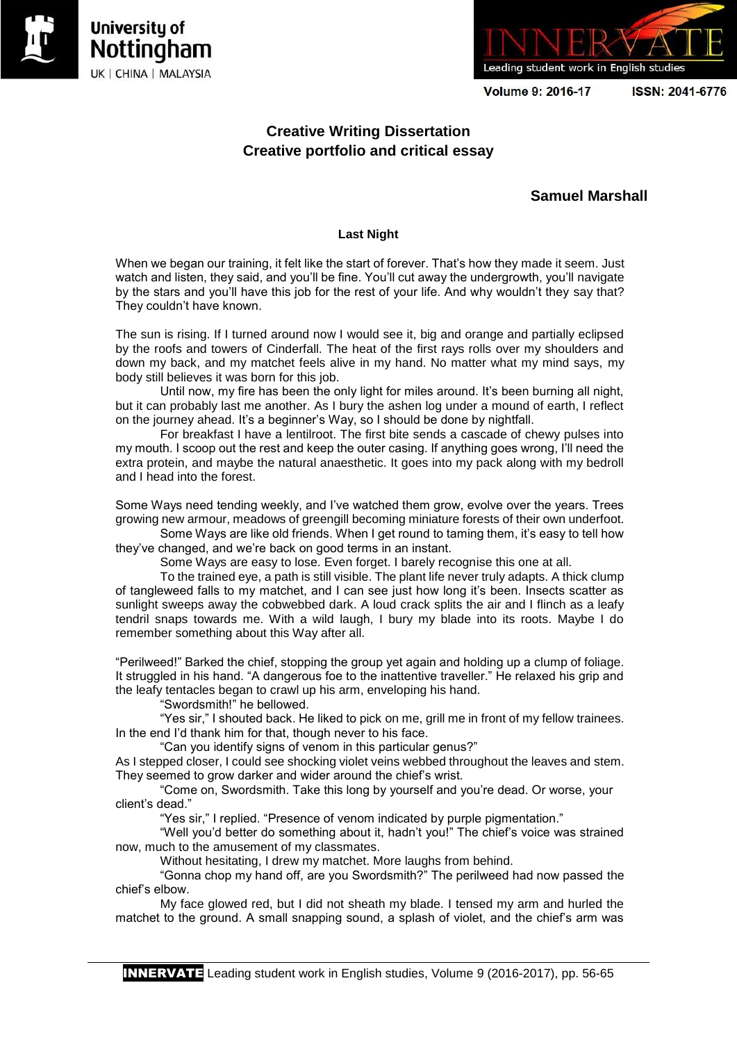# Creative Writing Dissertation
# Creative portfolio and critical essay

**Samuel Marshall**

### Last Night

When we began our training, it felt like the start of forever. That's how they made it seem. Just watch and listen, they said, and you'll be fine. You'll cut away the undergrowth, you'll navigate by the stars and you'll have this job for the rest of your life. And why wouldn't they say that? They couldn't have known.

The sun is rising. If I turned around now I would see it, big and orange and partially eclipsed by the roofs and towers of Cinderfall. The heat of the first rays rolls over my shoulders and down my back, and my matchet feels alive in my hand. No matter what my mind says, my body still believes it was born for this job.

Until now, my fire has been the only light for miles around. It's been burning all night, but it can probably last me another. As I bury the ashen log under a mound of earth, I reflect on the journey ahead. It's a beginner's Way, so I should be done by nightfall.

For breakfast I have a lentilroot. The first bite sends a cascade of chewy pulses into my mouth. I scoop out the rest and keep the outer casing. If anything goes wrong, I'll need the extra protein, and maybe the natural anaesthetic. It goes into my pack along with my bedroll and I head into the forest.

Some Ways need tending weekly, and I've watched them grow, evolve over the years. Trees growing new armour, meadows of greengill becoming miniature forests of their own underfoot.

Some Ways are like old friends. When I get round to taming them, it's easy to tell how they've changed, and we're back on good terms in an instant.

Some Ways are easy to lose. Even forget. I barely recognise this one at all.

To the trained eye, a path is still visible. The plant life never truly adapts. A thick clump of tangleweed falls to my matchet, and I can see just how long it's been. Insects scatter as sunlight sweeps away the cobwebbed dark. A loud crack splits the air and I flinch as a leafy tendril snaps towards me. With a wild laugh, I bury my blade into its roots. Maybe I do remember something about this Way after all.

"Perilweed!" Barked the chief, stopping the group yet again and holding up a clump of foliage. It struggled in his hand. "A dangerous foe to the inattentive traveller." He relaxed his grip and the leafy tentacles began to crawl up his arm, enveloping his hand.

"Swordsmith!" he bellowed.

"Yes sir," I shouted back. He liked to pick on me, grill me in front of my fellow trainees. In the end I'd thank him for that, though never to his face.

"Can you identify signs of venom in this particular genus?"

As I stepped closer, I could see shocking violet veins webbed throughout the leaves and stem. They seemed to grow darker and wider around the chief's wrist.

"Come on, Swordsmith. Take this long by yourself and you're dead. Or worse, your client's dead."

"Yes sir," I replied. "Presence of venom indicated by purple pigmentation."

"Well you'd better do something about it, hadn't you!" The chief's voice was strained now, much to the amusement of my classmates.

Without hesitating, I drew my matchet. More laughs from behind.

"Gonna chop my hand off, are you Swordsmith?" The perilweed had now passed the chief's elbow.

My face glowed red, but I did not sheath my blade. I tensed my arm and hurled the matchet to the ground. A small snapping sound, a splash of violet, and the chief's arm was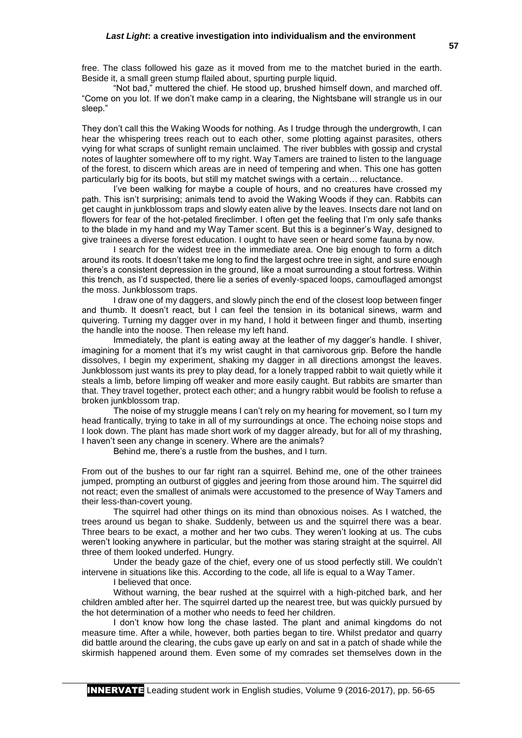free. The class followed his gaze as it moved from me to the matchet buried in the earth. Beside it, a small green stump flailed about, spurting purple liquid.

"Not bad," muttered the chief. He stood up, brushed himself down, and marched off. "Come on you lot. If we don't make camp in a clearing, the Nightsbane will strangle us in our sleep."

They don't call this the Waking Woods for nothing. As I trudge through the undergrowth, I can hear the whispering trees reach out to each other, some plotting against parasites, others vying for what scraps of sunlight remain unclaimed. The river bubbles with gossip and crystal notes of laughter somewhere off to my right. Way Tamers are trained to listen to the language of the forest, to discern which areas are in need of tempering and when. This one has gotten particularly big for its boots, but still my matchet swings with a certain… reluctance.

I've been walking for maybe a couple of hours, and no creatures have crossed my path. This isn't surprising; animals tend to avoid the Waking Woods if they can. Rabbits can get caught in junkblossom traps and slowly eaten alive by the leaves. Insects dare not land on flowers for fear of the hot-petaled fireclimber. I often get the feeling that I'm only safe thanks to the blade in my hand and my Way Tamer scent. But this is a beginner's Way, designed to give trainees a diverse forest education. I ought to have seen or heard some fauna by now.

I search for the widest tree in the immediate area. One big enough to form a ditch around its roots. It doesn't take me long to find the largest ochre tree in sight, and sure enough there's a consistent depression in the ground, like a moat surrounding a stout fortress. Within this trench, as I'd suspected, there lie a series of evenly-spaced loops, camouflaged amongst the moss. Junkblossom traps.

I draw one of my daggers, and slowly pinch the end of the closest loop between finger and thumb. It doesn't react, but I can feel the tension in its botanical sinews, warm and quivering. Turning my dagger over in my hand, I hold it between finger and thumb, inserting the handle into the noose. Then release my left hand.

Immediately, the plant is eating away at the leather of my dagger's handle. I shiver, imagining for a moment that it's my wrist caught in that carnivorous grip. Before the handle dissolves, I begin my experiment, shaking my dagger in all directions amongst the leaves. Junkblossom just wants its prey to play dead, for a lonely trapped rabbit to wait quietly while it steals a limb, before limping off weaker and more easily caught. But rabbits are smarter than that. They travel together, protect each other; and a hungry rabbit would be foolish to refuse a broken junkblossom trap.

The noise of my struggle means I can't rely on my hearing for movement, so I turn my head frantically, trying to take in all of my surroundings at once. The echoing noise stops and I look down. The plant has made short work of my dagger already, but for all of my thrashing, I haven't seen any change in scenery. Where are the animals?

Behind me, there's a rustle from the bushes, and I turn.

From out of the bushes to our far right ran a squirrel. Behind me, one of the other trainees jumped, prompting an outburst of giggles and jeering from those around him. The squirrel did not react; even the smallest of animals were accustomed to the presence of Way Tamers and their less-than-covert young.

The squirrel had other things on its mind than obnoxious noises. As I watched, the trees around us began to shake. Suddenly, between us and the squirrel there was a bear. Three bears to be exact, a mother and her two cubs. They weren't looking at us. The cubs weren't looking anywhere in particular, but the mother was staring straight at the squirrel. All three of them looked underfed. Hungry.

Under the beady gaze of the chief, every one of us stood perfectly still. We couldn't intervene in situations like this. According to the code, all life is equal to a Way Tamer.

I believed that once.

Without warning, the bear rushed at the squirrel with a high-pitched bark, and her children ambled after her. The squirrel darted up the nearest tree, but was quickly pursued by the hot determination of a mother who needs to feed her children.

I don't know how long the chase lasted. The plant and animal kingdoms do not measure time. After a while, however, both parties began to tire. Whilst predator and quarry did battle around the clearing, the cubs gave up early on and sat in a patch of shade while the skirmish happened around them. Even some of my comrades set themselves down in the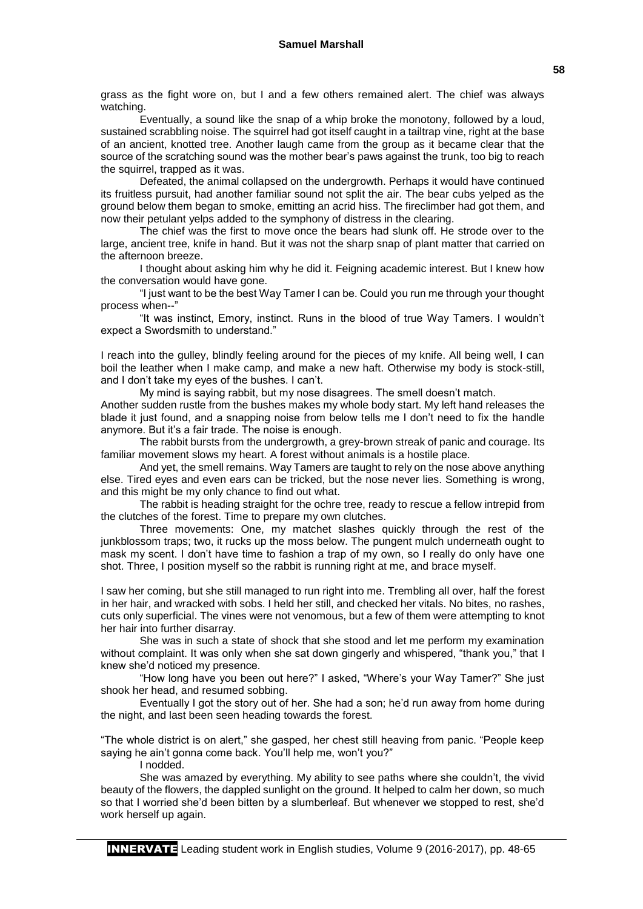grass as the fight wore on, but I and a few others remained alert. The chief was always watching.

Eventually, a sound like the snap of a whip broke the monotony, followed by a loud, sustained scrabbling noise. The squirrel had got itself caught in a tailtrap vine, right at the base of an ancient, knotted tree. Another laugh came from the group as it became clear that the source of the scratching sound was the mother bear's paws against the trunk, too big to reach the squirrel, trapped as it was.

Defeated, the animal collapsed on the undergrowth. Perhaps it would have continued its fruitless pursuit, had another familiar sound not split the air. The bear cubs yelped as the ground below them began to smoke, emitting an acrid hiss. The fireclimber had got them, and now their petulant yelps added to the symphony of distress in the clearing.

The chief was the first to move once the bears had slunk off. He strode over to the large, ancient tree, knife in hand. But it was not the sharp snap of plant matter that carried on the afternoon breeze.

I thought about asking him why he did it. Feigning academic interest. But I knew how the conversation would have gone.

"I just want to be the best Way Tamer I can be. Could you run me through your thought process when--"

"It was instinct, Emory, instinct. Runs in the blood of true Way Tamers. I wouldn't expect a Swordsmith to understand."

I reach into the gulley, blindly feeling around for the pieces of my knife. All being well, I can boil the leather when I make camp, and make a new haft. Otherwise my body is stock-still, and I don't take my eyes of the bushes. I can't.

My mind is saying rabbit, but my nose disagrees. The smell doesn't match.

Another sudden rustle from the bushes makes my whole body start. My left hand releases the blade it just found, and a snapping noise from below tells me I don't need to fix the handle anymore. But it's a fair trade. The noise is enough.

The rabbit bursts from the undergrowth, a grey-brown streak of panic and courage. Its familiar movement slows my heart. A forest without animals is a hostile place.

And yet, the smell remains. Way Tamers are taught to rely on the nose above anything else. Tired eyes and even ears can be tricked, but the nose never lies. Something is wrong, and this might be my only chance to find out what.

The rabbit is heading straight for the ochre tree, ready to rescue a fellow intrepid from the clutches of the forest. Time to prepare my own clutches.

Three movements: One, my matchet slashes quickly through the rest of the junkblossom traps; two, it rucks up the moss below. The pungent mulch underneath ought to mask my scent. I don't have time to fashion a trap of my own, so I really do only have one shot. Three, I position myself so the rabbit is running right at me, and brace myself.

I saw her coming, but she still managed to run right into me. Trembling all over, half the forest in her hair, and wracked with sobs. I held her still, and checked her vitals. No bites, no rashes, cuts only superficial. The vines were not venomous, but a few of them were attempting to knot her hair into further disarray.

She was in such a state of shock that she stood and let me perform my examination without complaint. It was only when she sat down gingerly and whispered, "thank you," that I knew she'd noticed my presence.

"How long have you been out here?" I asked, "Where's your Way Tamer?" She just shook her head, and resumed sobbing.

Eventually I got the story out of her. She had a son; he'd run away from home during the night, and last been seen heading towards the forest.

"The whole district is on alert," she gasped, her chest still heaving from panic. "People keep saying he ain't gonna come back. You'll help me, won't you?"

I nodded.

She was amazed by everything. My ability to see paths where she couldn't, the vivid beauty of the flowers, the dappled sunlight on the ground. It helped to calm her down, so much so that I worried she'd been bitten by a slumberleaf. But whenever we stopped to rest, she'd work herself up again.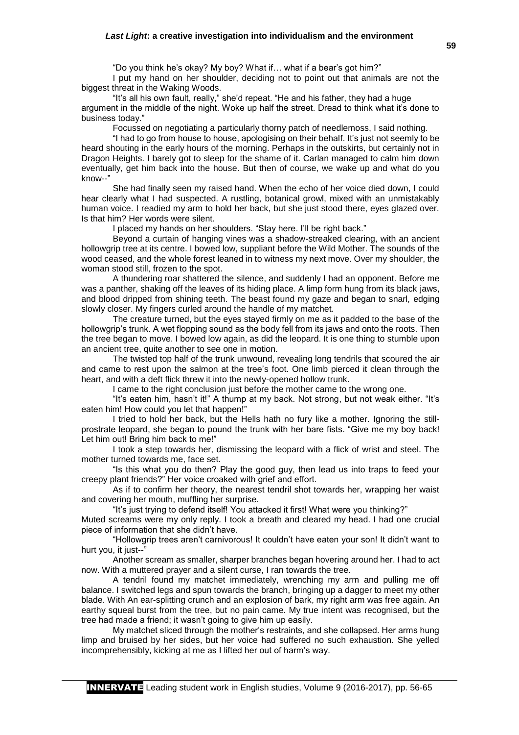"Do you think he's okay? My boy? What if… what if a bear's got him?"

I put my hand on her shoulder, deciding not to point out that animals are not the biggest threat in the Waking Woods.

"It's all his own fault, really," she'd repeat. "He and his father, they had a huge argument in the middle of the night. Woke up half the street. Dread to think what it's done to business today."

Focussed on negotiating a particularly thorny patch of needlemoss, I said nothing.

"I had to go from house to house, apologising on their behalf. It's just not seemly to be heard shouting in the early hours of the morning. Perhaps in the outskirts, but certainly not in Dragon Heights. I barely got to sleep for the shame of it. Carlan managed to calm him down eventually, get him back into the house. But then of course, we wake up and what do you know--"

She had finally seen my raised hand. When the echo of her voice died down, I could hear clearly what I had suspected. A rustling, botanical growl, mixed with an unmistakably human voice. I readied my arm to hold her back, but she just stood there, eyes glazed over. Is that him? Her words were silent.

I placed my hands on her shoulders. "Stay here. I'll be right back."

Beyond a curtain of hanging vines was a shadow-streaked clearing, with an ancient hollowgrip tree at its centre. I bowed low, suppliant before the Wild Mother. The sounds of the wood ceased, and the whole forest leaned in to witness my next move. Over my shoulder, the woman stood still, frozen to the spot.

A thundering roar shattered the silence, and suddenly I had an opponent. Before me was a panther, shaking off the leaves of its hiding place. A limp form hung from its black jaws, and blood dripped from shining teeth. The beast found my gaze and began to snarl, edging slowly closer. My fingers curled around the handle of my matchet.

The creature turned, but the eyes stayed firmly on me as it padded to the base of the hollowgrip's trunk. A wet flopping sound as the body fell from its jaws and onto the roots. Then the tree began to move. I bowed low again, as did the leopard. It is one thing to stumble upon an ancient tree, quite another to see one in motion.

The twisted top half of the trunk unwound, revealing long tendrils that scoured the air and came to rest upon the salmon at the tree's foot. One limb pierced it clean through the heart, and with a deft flick threw it into the newly-opened hollow trunk.

I came to the right conclusion just before the mother came to the wrong one.

"It's eaten him, hasn't it!" A thump at my back. Not strong, but not weak either. "It's eaten him! How could you let that happen!"

I tried to hold her back, but the Hells hath no fury like a mother. Ignoring the still-prostrate leopard, she began to pound the trunk with her bare fists. "Give me my boy back! Let him out! Bring him back to me!"

I took a step towards her, dismissing the leopard with a flick of wrist and steel. The mother turned towards me, face set.

"Is this what you do then? Play the good guy, then lead us into traps to feed your creepy plant friends?" Her voice croaked with grief and effort.

As if to confirm her theory, the nearest tendril shot towards her, wrapping her waist and covering her mouth, muffling her surprise.

"It's just trying to defend itself! You attacked it first! What were you thinking?"

Muted screams were my only reply. I took a breath and cleared my head. I had one crucial piece of information that she didn't have.

"Hollowgrip trees aren't carnivorous! It couldn't have eaten your son! It didn't want to hurt you, it just--"

Another scream as smaller, sharper branches began hovering around her. I had to act now. With a muttered prayer and a silent curse, I ran towards the tree.

A tendril found my matchet immediately, wrenching my arm and pulling me off balance. I switched legs and spun towards the branch, bringing up a dagger to meet my other blade. With An ear-splitting crunch and an explosion of bark, my right arm was free again. An earthy squeal burst from the tree, but no pain came. My true intent was recognised, but the tree had made a friend; it wasn't going to give him up easily.

My matchet sliced through the mother's restraints, and she collapsed. Her arms hung limp and bruised by her sides, but her voice had suffered no such exhaustion. She yelled incomprehensibly, kicking at me as I lifted her out of harm's way.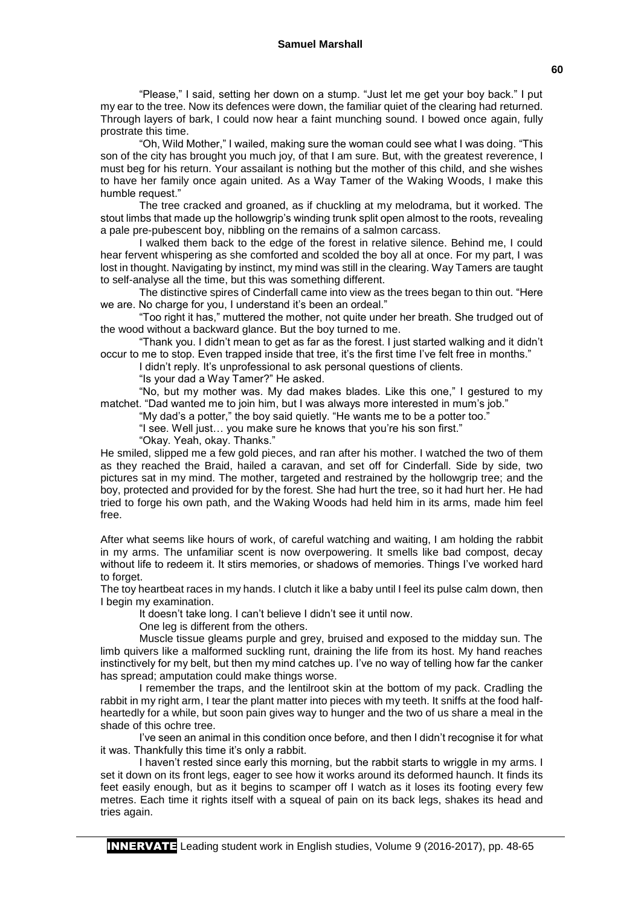"Please," I said, setting her down on a stump. "Just let me get your boy back." I put my ear to the tree. Now its defences were down, the familiar quiet of the clearing had returned. Through layers of bark, I could now hear a faint munching sound. I bowed once again, fully prostrate this time.

"Oh, Wild Mother," I wailed, making sure the woman could see what I was doing. "This son of the city has brought you much joy, of that I am sure. But, with the greatest reverence, I must beg for his return. Your assailant is nothing but the mother of this child, and she wishes to have her family once again united. As a Way Tamer of the Waking Woods, I make this humble request."

The tree cracked and groaned, as if chuckling at my melodrama, but it worked. The stout limbs that made up the hollowgrip's winding trunk split open almost to the roots, revealing a pale pre-pubescent boy, nibbling on the remains of a salmon carcass.

I walked them back to the edge of the forest in relative silence. Behind me, I could hear fervent whispering as she comforted and scolded the boy all at once. For my part, I was lost in thought. Navigating by instinct, my mind was still in the clearing. Way Tamers are taught to self-analyse all the time, but this was something different.

The distinctive spires of Cinderfall came into view as the trees began to thin out. "Here we are. No charge for you, I understand it's been an ordeal."

"Too right it has," muttered the mother, not quite under her breath. She trudged out of the wood without a backward glance. But the boy turned to me.

"Thank you. I didn't mean to get as far as the forest. I just started walking and it didn't occur to me to stop. Even trapped inside that tree, it's the first time I've felt free in months."

I didn't reply. It's unprofessional to ask personal questions of clients.

"Is your dad a Way Tamer?" He asked.

"No, but my mother was. My dad makes blades. Like this one," I gestured to my matchet. "Dad wanted me to join him, but I was always more interested in mum's job."

"My dad's a potter," the boy said quietly. "He wants me to be a potter too."

"I see. Well just… you make sure he knows that you're his son first."

"Okay. Yeah, okay. Thanks."

He smiled, slipped me a few gold pieces, and ran after his mother. I watched the two of them as they reached the Braid, hailed a caravan, and set off for Cinderfall. Side by side, two pictures sat in my mind. The mother, targeted and restrained by the hollowgrip tree; and the boy, protected and provided for by the forest. She had hurt the tree, so it had hurt her. He had tried to forge his own path, and the Waking Woods had held him in its arms, made him feel free.

After what seems like hours of work, of careful watching and waiting, I am holding the rabbit in my arms. The unfamiliar scent is now overpowering. It smells like bad compost, decay without life to redeem it. It stirs memories, or shadows of memories. Things I've worked hard to forget.

The toy heartbeat races in my hands. I clutch it like a baby until I feel its pulse calm down, then I begin my examination.

It doesn't take long. I can't believe I didn't see it until now.

One leg is different from the others.

Muscle tissue gleams purple and grey, bruised and exposed to the midday sun. The limb quivers like a malformed suckling runt, draining the life from its host. My hand reaches instinctively for my belt, but then my mind catches up. I've no way of telling how far the canker has spread; amputation could make things worse.

I remember the traps, and the lentilroot skin at the bottom of my pack. Cradling the rabbit in my right arm, I tear the plant matter into pieces with my teeth. It sniffs at the food half-heartedly for a while, but soon pain gives way to hunger and the two of us share a meal in the shade of this ochre tree.

I've seen an animal in this condition once before, and then I didn't recognise it for what it was. Thankfully this time it's only a rabbit.

I haven't rested since early this morning, but the rabbit starts to wriggle in my arms. I set it down on its front legs, eager to see how it works around its deformed haunch. It finds its feet easily enough, but as it begins to scamper off I watch as it loses its footing every few metres. Each time it rights itself with a squeal of pain on its back legs, shakes its head and tries again.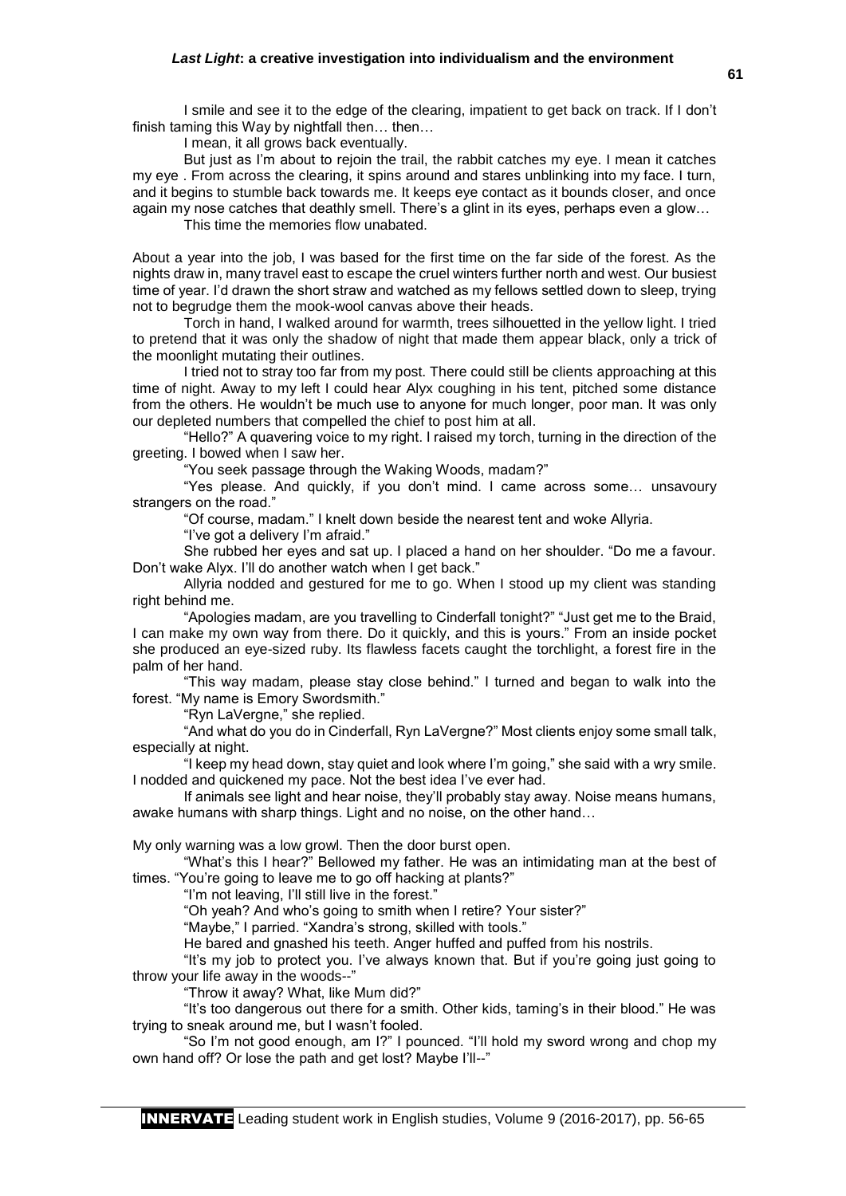I smile and see it to the edge of the clearing, impatient to get back on track. If I don't finish taming this Way by nightfall then… then…

I mean, it all grows back eventually.

But just as I'm about to rejoin the trail, the rabbit catches my eye. I mean it catches my eye . From across the clearing, it spins around and stares unblinking into my face. I turn, and it begins to stumble back towards me. It keeps eye contact as it bounds closer, and once again my nose catches that deathly smell. There's a glint in its eyes, perhaps even a glow…

This time the memories flow unabated.

About a year into the job, I was based for the first time on the far side of the forest. As the nights draw in, many travel east to escape the cruel winters further north and west. Our busiest time of year. I'd drawn the short straw and watched as my fellows settled down to sleep, trying not to begrudge them the mook-wool canvas above their heads.

Torch in hand, I walked around for warmth, trees silhouetted in the yellow light. I tried to pretend that it was only the shadow of night that made them appear black, only a trick of the moonlight mutating their outlines.

I tried not to stray too far from my post. There could still be clients approaching at this time of night. Away to my left I could hear Alyx coughing in his tent, pitched some distance from the others. He wouldn't be much use to anyone for much longer, poor man. It was only our depleted numbers that compelled the chief to post him at all.

"Hello?" A quavering voice to my right. I raised my torch, turning in the direction of the greeting. I bowed when I saw her.

"You seek passage through the Waking Woods, madam?"

"Yes please. And quickly, if you don't mind. I came across some… unsavoury strangers on the road."

"Of course, madam." I knelt down beside the nearest tent and woke Allyria.

"I've got a delivery I'm afraid."

She rubbed her eyes and sat up. I placed a hand on her shoulder. "Do me a favour. Don't wake Alyx. I'll do another watch when I get back."

Allyria nodded and gestured for me to go. When I stood up my client was standing right behind me.

"Apologies madam, are you travelling to Cinderfall tonight?" "Just get me to the Braid, I can make my own way from there. Do it quickly, and this is yours." From an inside pocket she produced an eye-sized ruby. Its flawless facets caught the torchlight, a forest fire in the palm of her hand.

"This way madam, please stay close behind." I turned and began to walk into the forest. "My name is Emory Swordsmith."

"Ryn LaVergne," she replied.

"And what do you do in Cinderfall, Ryn LaVergne?" Most clients enjoy some small talk, especially at night.

"I keep my head down, stay quiet and look where I'm going," she said with a wry smile. I nodded and quickened my pace. Not the best idea I've ever had.

If animals see light and hear noise, they'll probably stay away. Noise means humans, awake humans with sharp things. Light and no noise, on the other hand…

My only warning was a low growl. Then the door burst open.

"What's this I hear?" Bellowed my father. He was an intimidating man at the best of times. "You're going to leave me to go off hacking at plants?"

"I'm not leaving, I'll still live in the forest."

"Oh yeah? And who's going to smith when I retire? Your sister?"

"Maybe," I parried. "Xandra's strong, skilled with tools."

He bared and gnashed his teeth. Anger huffed and puffed from his nostrils.

"It's my job to protect you. I've always known that. But if you're going just going to throw your life away in the woods--"

"Throw it away? What, like Mum did?"

"It's too dangerous out there for a smith. Other kids, taming's in their blood." He was trying to sneak around me, but I wasn't fooled.

"So I'm not good enough, am I?" I pounced. "I'll hold my sword wrong and chop my own hand off? Or lose the path and get lost? Maybe I'll--"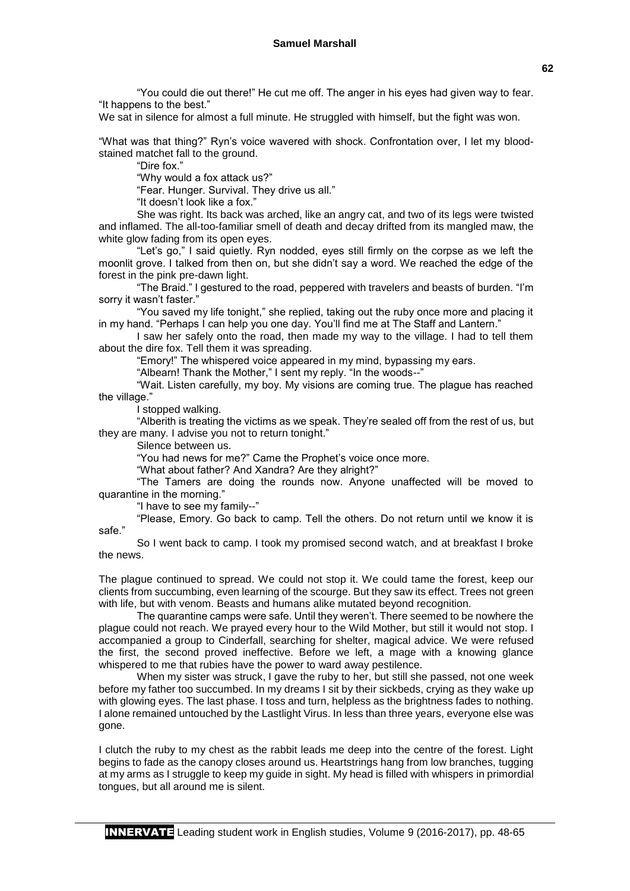"You could die out there!" He cut me off. The anger in his eyes had given way to fear. "It happens to the best."

We sat in silence for almost a full minute. He struggled with himself, but the fight was won.

"What was that thing?" Ryn's voice wavered with shock. Confrontation over, I let my blood-stained matchet fall to the ground.

"Dire fox."

"Why would a fox attack us?"

"Fear. Hunger. Survival. They drive us all."

"It doesn't look like a fox."

She was right. Its back was arched, like an angry cat, and two of its legs were twisted and inflamed. The all-too-familiar smell of death and decay drifted from its mangled maw, the white glow fading from its open eyes.

"Let's go," I said quietly. Ryn nodded, eyes still firmly on the corpse as we left the moonlit grove. I talked from then on, but she didn't say a word. We reached the edge of the forest in the pink pre-dawn light.

"The Braid." I gestured to the road, peppered with travelers and beasts of burden. "I'm sorry it wasn't faster."

"You saved my life tonight," she replied, taking out the ruby once more and placing it in my hand. "Perhaps I can help you one day. You'll find me at The Staff and Lantern."

I saw her safely onto the road, then made my way to the village. I had to tell them about the dire fox. Tell them it was spreading.

"Emory!" The whispered voice appeared in my mind, bypassing my ears.

"Albearn! Thank the Mother," I sent my reply. "In the woods--"

"Wait. Listen carefully, my boy. My visions are coming true. The plague has reached the village."

I stopped walking.

"Alberith is treating the victims as we speak. They're sealed off from the rest of us, but they are many. I advise you not to return tonight."

Silence between us.

"You had news for me?" Came the Prophet's voice once more.

"What about father? And Xandra? Are they alright?"

"The Tamers are doing the rounds now. Anyone unaffected will be moved to quarantine in the morning."

"I have to see my family--"

"Please, Emory. Go back to camp. Tell the others. Do not return until we know it is safe."

So I went back to camp. I took my promised second watch, and at breakfast I broke the news.

The plague continued to spread. We could not stop it. We could tame the forest, keep our clients from succumbing, even learning of the scourge. But they saw its effect. Trees not green with life, but with venom. Beasts and humans alike mutated beyond recognition.

The quarantine camps were safe. Until they weren't. There seemed to be nowhere the plague could not reach. We prayed every hour to the Wild Mother, but still it would not stop. I accompanied a group to Cinderfall, searching for shelter, magical advice. We were refused the first, the second proved ineffective. Before we left, a mage with a knowing glance whispered to me that rubies have the power to ward away pestilence.

When my sister was struck, I gave the ruby to her, but still she passed, not one week before my father too succumbed. In my dreams I sit by their sickbeds, crying as they wake up with glowing eyes. The last phase. I toss and turn, helpless as the brightness fades to nothing. I alone remained untouched by the Lastlight Virus. In less than three years, everyone else was gone.

I clutch the ruby to my chest as the rabbit leads me deep into the centre of the forest. Light begins to fade as the canopy closes around us. Heartstrings hang from low branches, tugging at my arms as I struggle to keep my guide in sight. My head is filled with whispers in primordial tongues, but all around me is silent.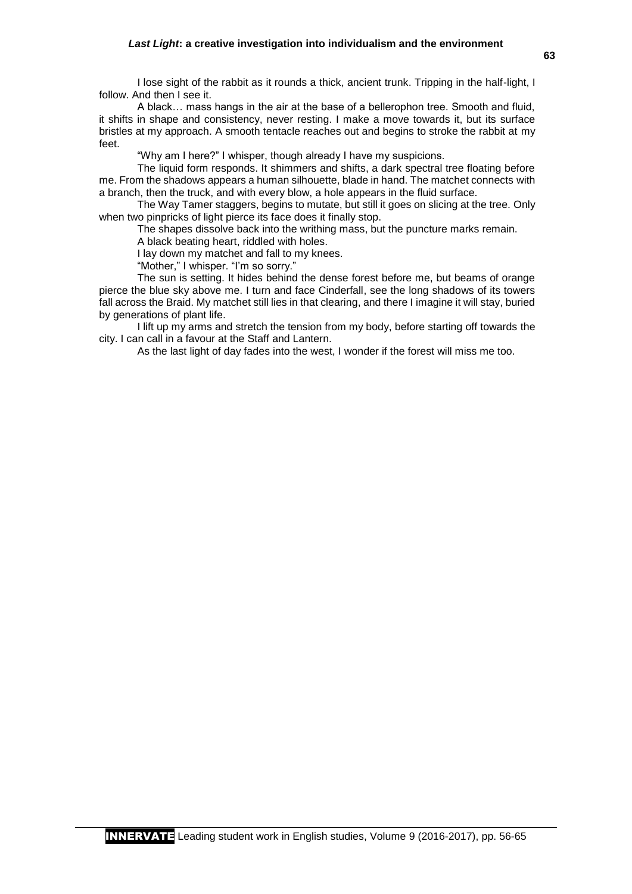I lose sight of the rabbit as it rounds a thick, ancient trunk. Tripping in the half-light, I follow. And then I see it.

A black… mass hangs in the air at the base of a bellerophon tree. Smooth and fluid, it shifts in shape and consistency, never resting. I make a move towards it, but its surface bristles at my approach. A smooth tentacle reaches out and begins to stroke the rabbit at my feet.

"Why am I here?" I whisper, though already I have my suspicions.

The liquid form responds. It shimmers and shifts, a dark spectral tree floating before me. From the shadows appears a human silhouette, blade in hand. The matchet connects with a branch, then the truck, and with every blow, a hole appears in the fluid surface.

The Way Tamer staggers, begins to mutate, but still it goes on slicing at the tree. Only when two pinpricks of light pierce its face does it finally stop.

The shapes dissolve back into the writhing mass, but the puncture marks remain.

A black beating heart, riddled with holes.

I lay down my matchet and fall to my knees.

"Mother," I whisper. "I'm so sorry."

The sun is setting. It hides behind the dense forest before me, but beams of orange pierce the blue sky above me. I turn and face Cinderfall, see the long shadows of its towers fall across the Braid. My matchet still lies in that clearing, and there I imagine it will stay, buried by generations of plant life.

I lift up my arms and stretch the tension from my body, before starting off towards the city. I can call in a favour at the Staff and Lantern.

As the last light of day fades into the west, I wonder if the forest will miss me too.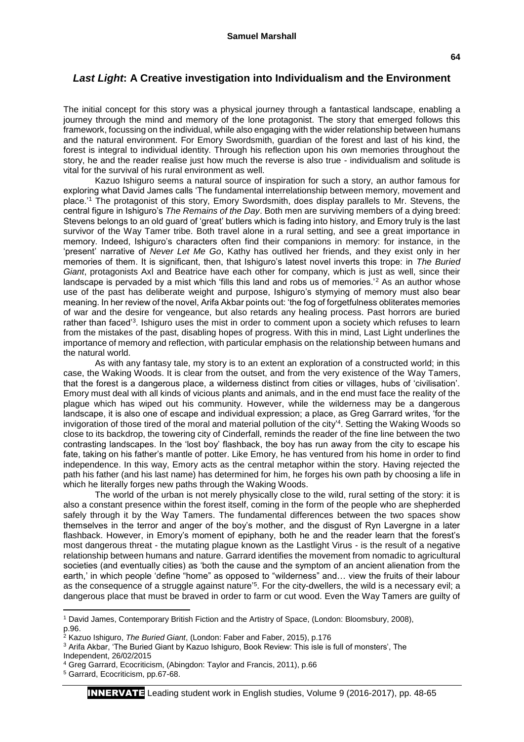## *Last Light*: A Creative investigation into Individualism and the Environment

The initial concept for this story was a physical journey through a fantastical landscape, enabling a journey through the mind and memory of the lone protagonist. The story that emerged follows this framework, focussing on the individual, while also engaging with the wider relationship between humans and the natural environment. For Emory Swordsmith, guardian of the forest and last of his kind, the forest is integral to individual identity. Through his reflection upon his own memories throughout the story, he and the reader realise just how much the reverse is also true - individualism and solitude is vital for the survival of his rural environment as well.

Kazuo Ishiguro seems a natural source of inspiration for such a story, an author famous for exploring what David James calls 'The fundamental interrelationship between memory, movement and place.'[1] The protagonist of this story, Emory Swordsmith, does display parallels to Mr. Stevens, the central figure in Ishiguro's *The Remains of the Day*. Both men are surviving members of a dying breed: Stevens belongs to an old guard of 'great' butlers which is fading into history, and Emory truly is the last survivor of the Way Tamer tribe. Both travel alone in a rural setting, and see a great importance in memory. Indeed, Ishiguro's characters often find their companions in memory: for instance, in the 'present' narrative of *Never Let Me Go*, Kathy has outlived her friends, and they exist only in her memories of them. It is significant, then, that Ishiguro's latest novel inverts this trope: in *The Buried Giant*, protagonists Axl and Beatrice have each other for company, which is just as well, since their landscape is pervaded by a mist which 'fills this land and robs us of memories.'[2] As an author whose use of the past has deliberate weight and purpose, Ishiguro's stymying of memory must also bear meaning. In her review of the novel, Arifa Akbar points out: 'the fog of forgetfulness obliterates memories of war and the desire for vengeance, but also retards any healing process. Past horrors are buried rather than faced'[3]. Ishiguro uses the mist in order to comment upon a society which refuses to learn from the mistakes of the past, disabling hopes of progress. With this in mind, Last Light underlines the importance of memory and reflection, with particular emphasis on the relationship between humans and the natural world.

As with any fantasy tale, my story is to an extent an exploration of a constructed world; in this case, the Waking Woods. It is clear from the outset, and from the very existence of the Way Tamers, that the forest is a dangerous place, a wilderness distinct from cities or villages, hubs of 'civilisation'. Emory must deal with all kinds of vicious plants and animals, and in the end must face the reality of the plague which has wiped out his community. However, while the wilderness may be a dangerous landscape, it is also one of escape and individual expression; a place, as Greg Garrard writes, 'for the invigoration of those tired of the moral and material pollution of the city'[4]. Setting the Waking Woods so close to its backdrop, the towering city of Cinderfall, reminds the reader of the fine line between the two contrasting landscapes. In the 'lost boy' flashback, the boy has run away from the city to escape his fate, taking on his father's mantle of potter. Like Emory, he has ventured from his home in order to find independence. In this way, Emory acts as the central metaphor within the story. Having rejected the path his father (and his last name) has determined for him, he forges his own path by choosing a life in which he literally forges new paths through the Waking Woods.

The world of the urban is not merely physically close to the wild, rural setting of the story: it is also a constant presence within the forest itself, coming in the form of the people who are shepherded safely through it by the Way Tamers. The fundamental differences between the two spaces show themselves in the terror and anger of the boy's mother, and the disgust of Ryn Lavergne in a later flashback. However, in Emory's moment of epiphany, both he and the reader learn that the forest's most dangerous threat - the mutating plague known as the Lastlight Virus - is the result of a negative relationship between humans and nature. Garrard identifies the movement from nomadic to agricultural societies (and eventually cities) as 'both the cause and the symptom of an ancient alienation from the earth,' in which people 'define "home" as opposed to "wilderness" and… view the fruits of their labour as the consequence of a struggle against nature'[5]. For the city-dwellers, the wild is a necessary evil; a dangerous place that must be braved in order to farm or cut wood. Even the Way Tamers are guilty of

---

[1] David James, Contemporary British Fiction and the Artistry of Space, (London: Bloomsbury, 2008), p.96.

[2] Kazuo Ishiguro, *The Buried Giant*, (London: Faber and Faber, 2015), p.176

[3] Arifa Akbar, 'The Buried Giant by Kazuo Ishiguro, Book Review: This isle is full of monsters', The Independent, 26/02/2015

[4] Greg Garrard, Ecocriticism, (Abingdon: Taylor and Francis, 2011), p.66

[5] Garrard, Ecocriticism, pp.67-68.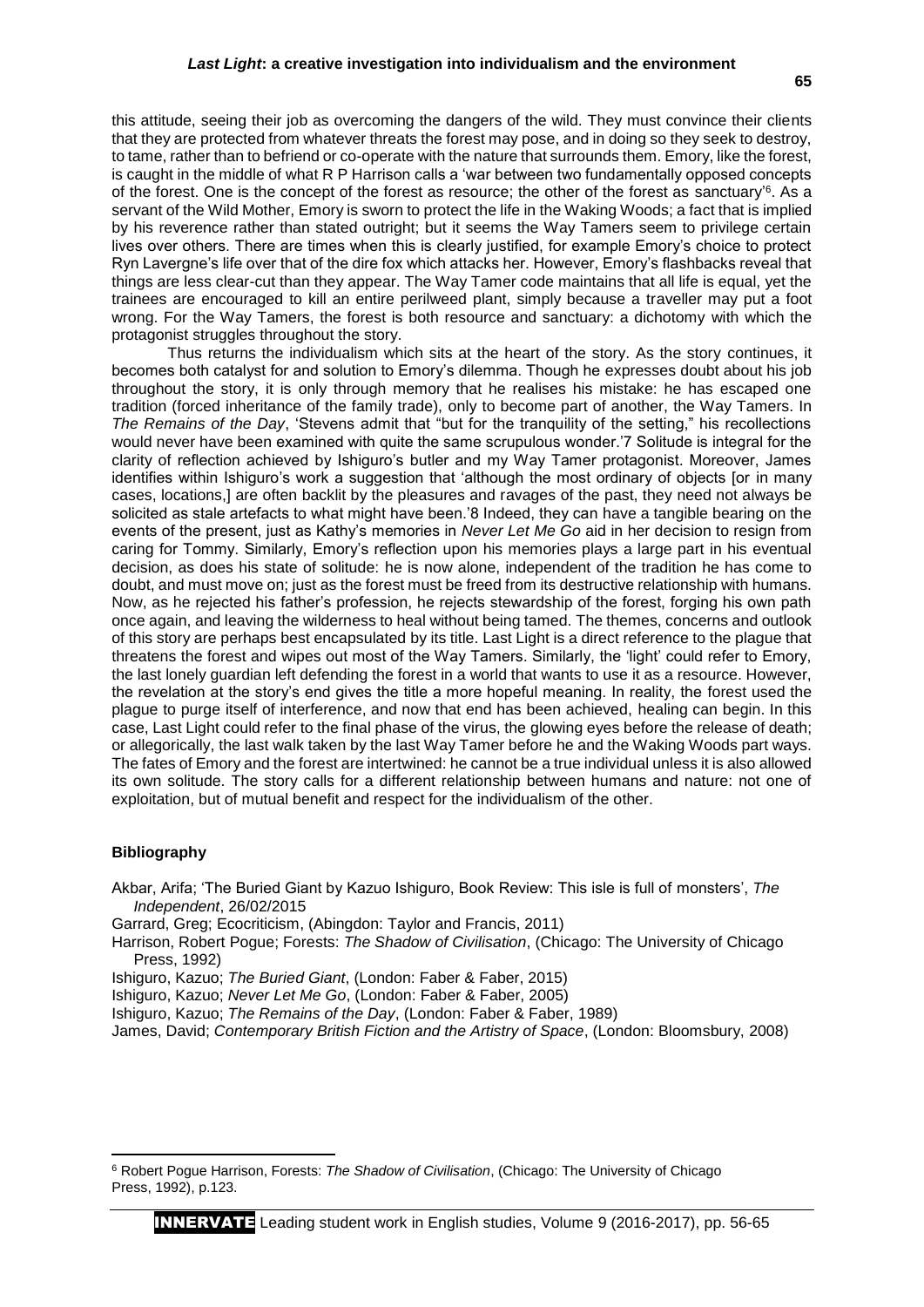this attitude, seeing their job as overcoming the dangers of the wild. They must convince their clients that they are protected from whatever threats the forest may pose, and in doing so they seek to destroy, to tame, rather than to befriend or co-operate with the nature that surrounds them. Emory, like the forest, is caught in the middle of what R P Harrison calls a 'war between two fundamentally opposed concepts of the forest. One is the concept of the forest as resource; the other of the forest as sanctuary'[6]. As a servant of the Wild Mother, Emory is sworn to protect the life in the Waking Woods; a fact that is implied by his reverence rather than stated outright; but it seems the Way Tamers seem to privilege certain lives over others. There are times when this is clearly justified, for example Emory's choice to protect Ryn Lavergne's life over that of the dire fox which attacks her. However, Emory's flashbacks reveal that things are less clear-cut than they appear. The Way Tamer code maintains that all life is equal, yet the trainees are encouraged to kill an entire perilweed plant, simply because a traveller may put a foot wrong. For the Way Tamers, the forest is both resource and sanctuary: a dichotomy with which the protagonist struggles throughout the story.

Thus returns the individualism which sits at the heart of the story. As the story continues, it becomes both catalyst for and solution to Emory's dilemma. Though he expresses doubt about his job throughout the story, it is only through memory that he realises his mistake: he has escaped one tradition (forced inheritance of the family trade), only to become part of another, the Way Tamers. In *The Remains of the Day*, 'Stevens admit that "but for the tranquility of the setting," his recollections would never have been examined with quite the same scrupulous wonder.'7 Solitude is integral for the clarity of reflection achieved by Ishiguro's butler and my Way Tamer protagonist. Moreover, James identifies within Ishiguro's work a suggestion that 'although the most ordinary of objects [or in many cases, locations,] are often backlit by the pleasures and ravages of the past, they need not always be solicited as stale artefacts to what might have been.'8 Indeed, they can have a tangible bearing on the events of the present, just as Kathy's memories in *Never Let Me Go* aid in her decision to resign from caring for Tommy. Similarly, Emory's reflection upon his memories plays a large part in his eventual decision, as does his state of solitude: he is now alone, independent of the tradition he has come to doubt, and must move on; just as the forest must be freed from its destructive relationship with humans. Now, as he rejected his father's profession, he rejects stewardship of the forest, forging his own path once again, and leaving the wilderness to heal without being tamed. The themes, concerns and outlook of this story are perhaps best encapsulated by its title. Last Light is a direct reference to the plague that threatens the forest and wipes out most of the Way Tamers. Similarly, the 'light' could refer to Emory, the last lonely guardian left defending the forest in a world that wants to use it as a resource. However, the revelation at the story's end gives the title a more hopeful meaning. In reality, the forest used the plague to purge itself of interference, and now that end has been achieved, healing can begin. In this case, Last Light could refer to the final phase of the virus, the glowing eyes before the release of death; or allegorically, the last walk taken by the last Way Tamer before he and the Waking Woods part ways. The fates of Emory and the forest are intertwined: he cannot be a true individual unless it is also allowed its own solitude. The story calls for a different relationship between humans and nature: not one of exploitation, but of mutual benefit and respect for the individualism of the other.

### Bibliography

Akbar, Arifa; 'The Buried Giant by Kazuo Ishiguro, Book Review: This isle is full of monsters', *The Independent*, 26/02/2015

Garrard, Greg; Ecocriticism, (Abingdon: Taylor and Francis, 2011)

Harrison, Robert Pogue; Forests: *The Shadow of Civilisation*, (Chicago: The University of Chicago Press, 1992)

Ishiguro, Kazuo; *The Buried Giant*, (London: Faber & Faber, 2015)

Ishiguro, Kazuo; *Never Let Me Go*, (London: Faber & Faber, 2005)

Ishiguro, Kazuo; *The Remains of the Day*, (London: Faber & Faber, 1989)

James, David; *Contemporary British Fiction and the Artistry of Space*, (London: Bloomsbury, 2008)

---

[6] Robert Pogue Harrison, Forests: *The Shadow of Civilisation*, (Chicago: The University of Chicago Press, 1992), p.123.